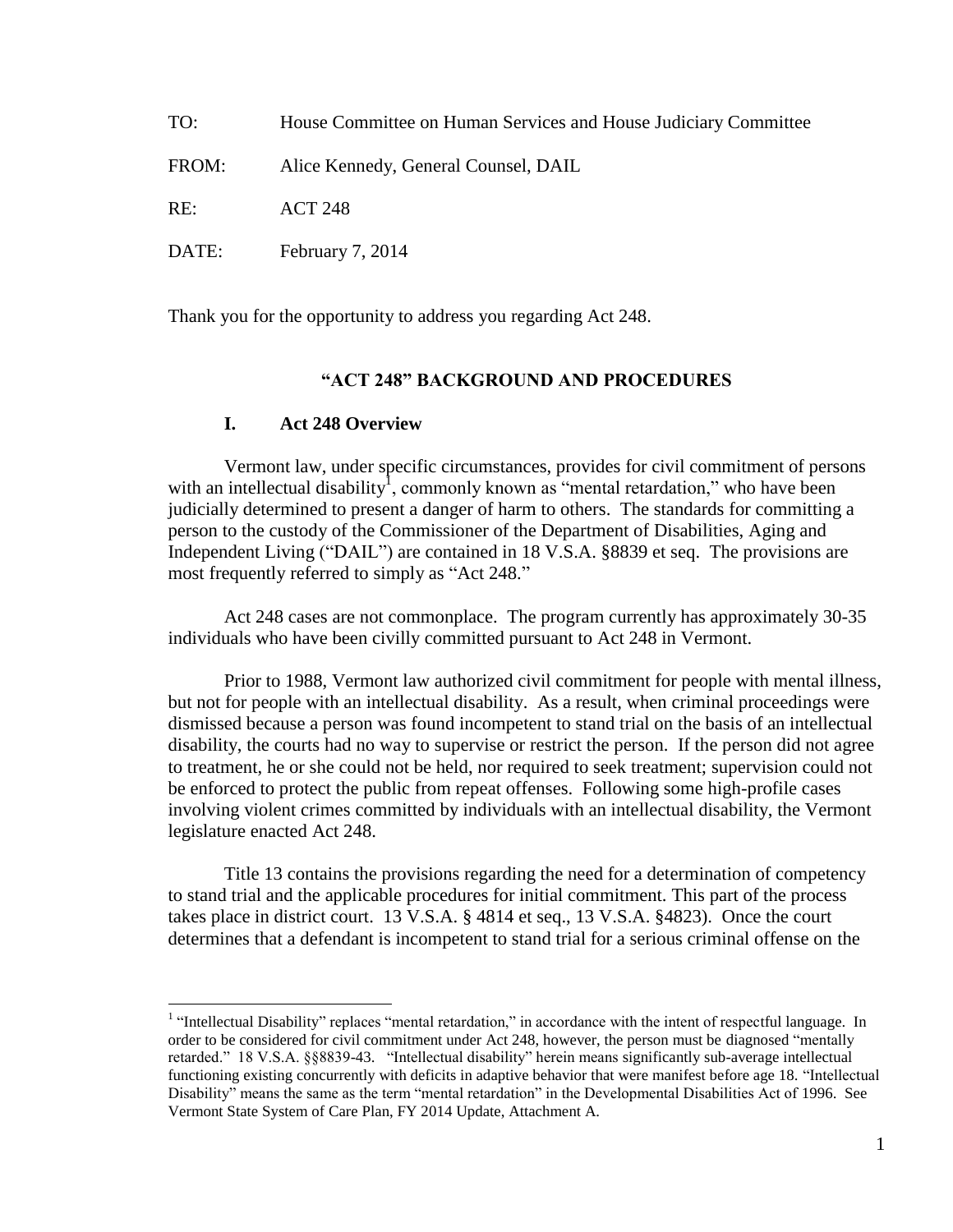TO: House Committee on Human Services and House Judiciary Committee

FROM: Alice Kennedy, General Counsel, DAIL

RE: ACT 248

DATE: February 7, 2014

Thank you for the opportunity to address you regarding Act 248.

## "ACT 248" BACKGROUND AND PROCEDURES

### I. Act 248 Overview

Vermont law, under specific circumstances, provides for civil commitment of persons with an intellectual disability[1], commonly known as "mental retardation," who have been judicially determined to present a danger of harm to others. The standards for committing a person to the custody of the Commissioner of the Department of Disabilities, Aging and Independent Living ("DAIL") are contained in 18 V.S.A. §8839 et seq. The provisions are most frequently referred to simply as "Act 248."

Act 248 cases are not commonplace. The program currently has approximately 30-35 individuals who have been civilly committed pursuant to Act 248 in Vermont.

Prior to 1988, Vermont law authorized civil commitment for people with mental illness, but not for people with an intellectual disability. As a result, when criminal proceedings were dismissed because a person was found incompetent to stand trial on the basis of an intellectual disability, the courts had no way to supervise or restrict the person. If the person did not agree to treatment, he or she could not be held, nor required to seek treatment; supervision could not be enforced to protect the public from repeat offenses. Following some high-profile cases involving violent crimes committed by individuals with an intellectual disability, the Vermont legislature enacted Act 248.

Title 13 contains the provisions regarding the need for a determination of competency to stand trial and the applicable procedures for initial commitment. This part of the process takes place in district court. 13 V.S.A. § 4814 et seq., 13 V.S.A. §4823). Once the court determines that a defendant is incompetent to stand trial for a serious criminal offense on the

---

[1] "Intellectual Disability" replaces "mental retardation," in accordance with the intent of respectful language. In order to be considered for civil commitment under Act 248, however, the person must be diagnosed "mentally retarded." 18 V.S.A. §§8839-43. "Intellectual disability" herein means significantly sub-average intellectual functioning existing concurrently with deficits in adaptive behavior that were manifest before age 18. "Intellectual Disability" means the same as the term "mental retardation" in the Developmental Disabilities Act of 1996. See Vermont State System of Care Plan, FY 2014 Update, Attachment A.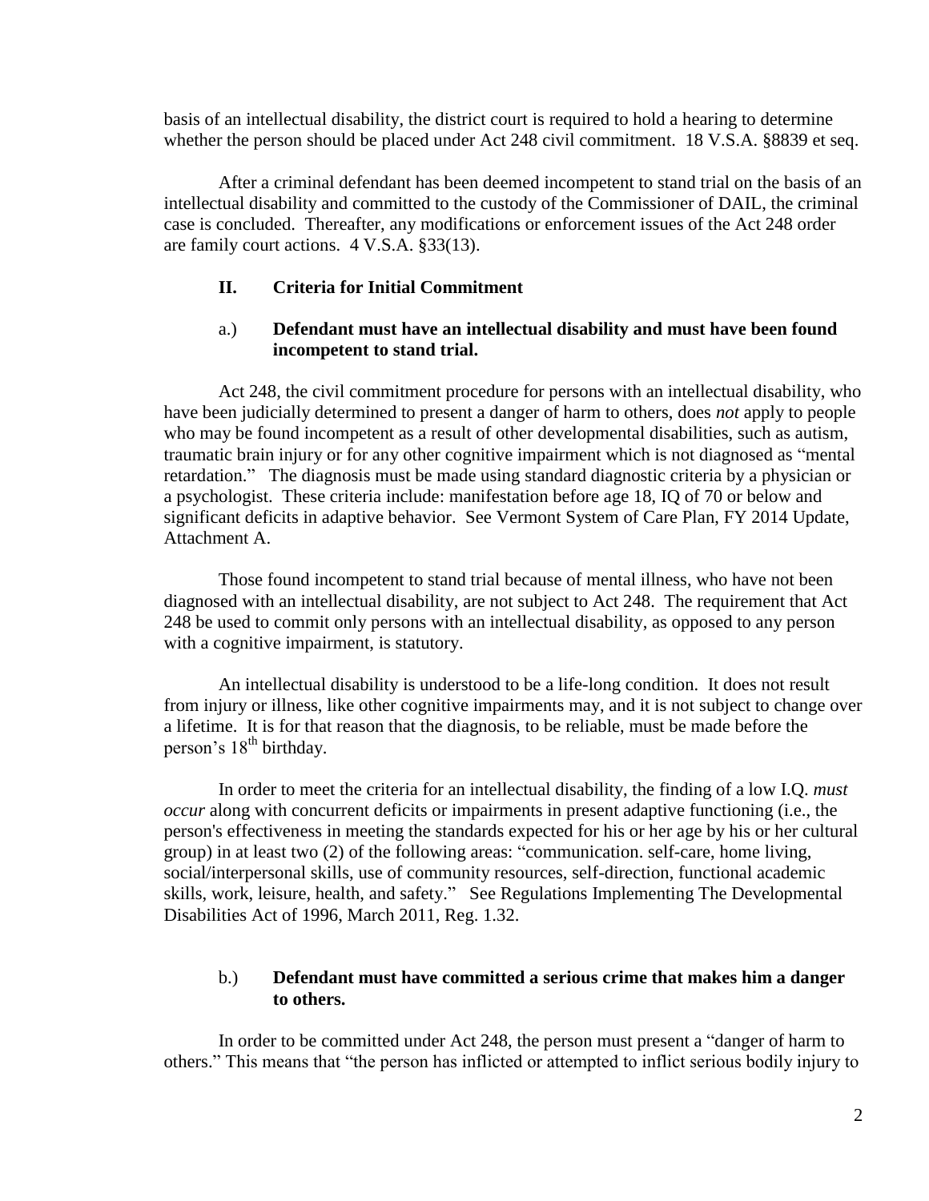basis of an intellectual disability, the district court is required to hold a hearing to determine whether the person should be placed under Act 248 civil commitment. 18 V.S.A. §8839 et seq.

After a criminal defendant has been deemed incompetent to stand trial on the basis of an intellectual disability and committed to the custody of the Commissioner of DAIL, the criminal case is concluded. Thereafter, any modifications or enforcement issues of the Act 248 order are family court actions. 4 V.S.A. §33(13).

## II. Criteria for Initial Commitment

### a.) Defendant must have an intellectual disability and must have been found incompetent to stand trial.

Act 248, the civil commitment procedure for persons with an intellectual disability, who have been judicially determined to present a danger of harm to others, does *not* apply to people who may be found incompetent as a result of other developmental disabilities, such as autism, traumatic brain injury or for any other cognitive impairment which is not diagnosed as "mental retardation." The diagnosis must be made using standard diagnostic criteria by a physician or a psychologist. These criteria include: manifestation before age 18, IQ of 70 or below and significant deficits in adaptive behavior. See Vermont System of Care Plan, FY 2014 Update, Attachment A.

Those found incompetent to stand trial because of mental illness, who have not been diagnosed with an intellectual disability, are not subject to Act 248. The requirement that Act 248 be used to commit only persons with an intellectual disability, as opposed to any person with a cognitive impairment, is statutory.

An intellectual disability is understood to be a life-long condition. It does not result from injury or illness, like other cognitive impairments may, and it is not subject to change over a lifetime. It is for that reason that the diagnosis, to be reliable, must be made before the person's 18th birthday.

In order to meet the criteria for an intellectual disability, the finding of a low I.Q. *must occur* along with concurrent deficits or impairments in present adaptive functioning (i.e., the person's effectiveness in meeting the standards expected for his or her age by his or her cultural group) in at least two (2) of the following areas: "communication. self-care, home living, social/interpersonal skills, use of community resources, self-direction, functional academic skills, work, leisure, health, and safety." See Regulations Implementing The Developmental Disabilities Act of 1996, March 2011, Reg. 1.32.

### b.) Defendant must have committed a serious crime that makes him a danger to others.

In order to be committed under Act 248, the person must present a "danger of harm to others." This means that "the person has inflicted or attempted to inflict serious bodily injury to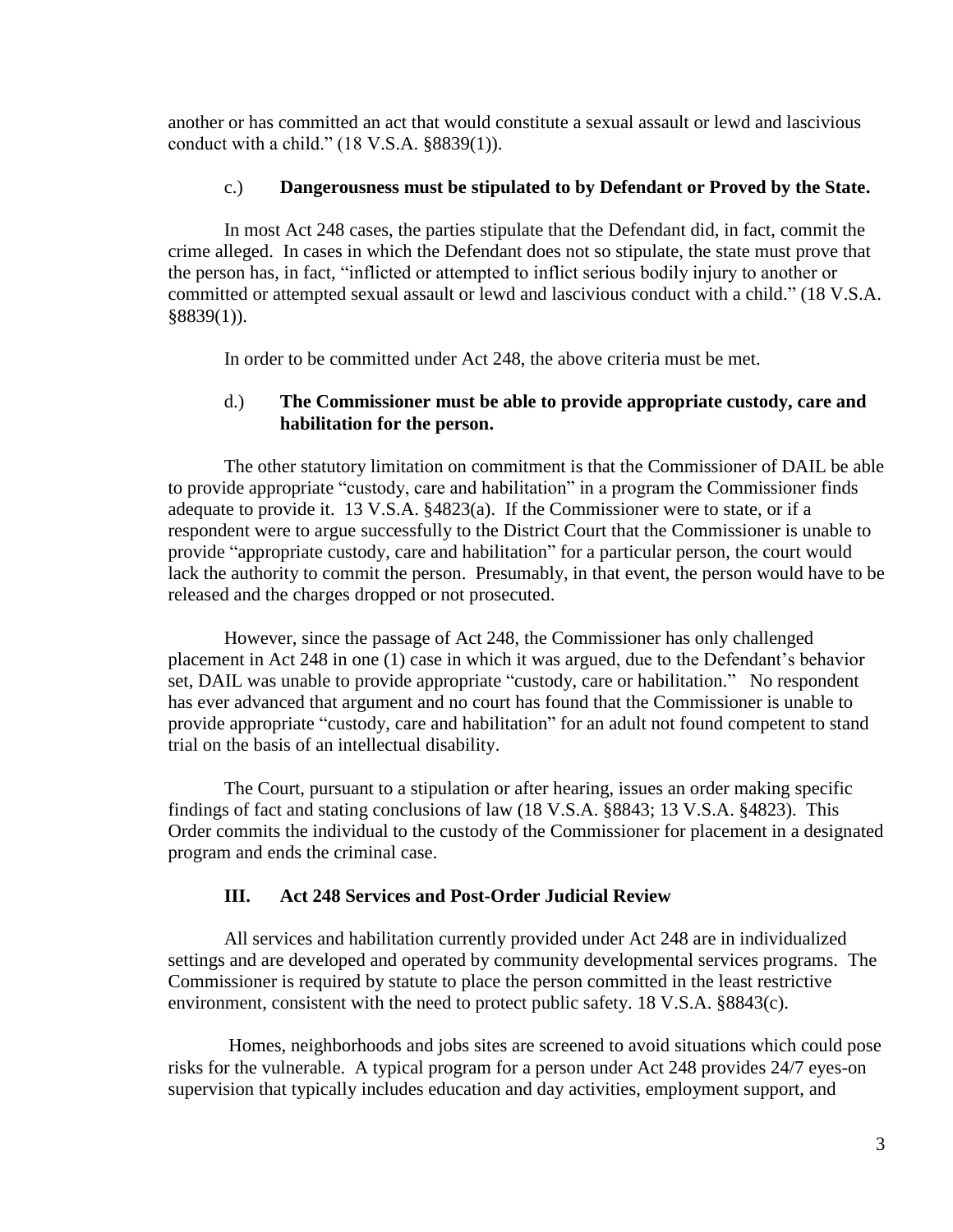another or has committed an act that would constitute a sexual assault or lewd and lascivious conduct with a child." (18 V.S.A. §8839(1)).

### c.) Dangerousness must be stipulated to by Defendant or Proved by the State.

In most Act 248 cases, the parties stipulate that the Defendant did, in fact, commit the crime alleged. In cases in which the Defendant does not so stipulate, the state must prove that the person has, in fact, "inflicted or attempted to inflict serious bodily injury to another or committed or attempted sexual assault or lewd and lascivious conduct with a child." (18 V.S.A. §8839(1)).

In order to be committed under Act 248, the above criteria must be met.

### d.) The Commissioner must be able to provide appropriate custody, care and habilitation for the person.

The other statutory limitation on commitment is that the Commissioner of DAIL be able to provide appropriate "custody, care and habilitation" in a program the Commissioner finds adequate to provide it. 13 V.S.A. §4823(a). If the Commissioner were to state, or if a respondent were to argue successfully to the District Court that the Commissioner is unable to provide "appropriate custody, care and habilitation" for a particular person, the court would lack the authority to commit the person. Presumably, in that event, the person would have to be released and the charges dropped or not prosecuted.

However, since the passage of Act 248, the Commissioner has only challenged placement in Act 248 in one (1) case in which it was argued, due to the Defendant's behavior set, DAIL was unable to provide appropriate "custody, care or habilitation." No respondent has ever advanced that argument and no court has found that the Commissioner is unable to provide appropriate "custody, care and habilitation" for an adult not found competent to stand trial on the basis of an intellectual disability.

The Court, pursuant to a stipulation or after hearing, issues an order making specific findings of fact and stating conclusions of law (18 V.S.A. §8843; 13 V.S.A. §4823). This Order commits the individual to the custody of the Commissioner for placement in a designated program and ends the criminal case.

## III. Act 248 Services and Post-Order Judicial Review

All services and habilitation currently provided under Act 248 are in individualized settings and are developed and operated by community developmental services programs. The Commissioner is required by statute to place the person committed in the least restrictive environment, consistent with the need to protect public safety. 18 V.S.A. §8843(c).

Homes, neighborhoods and jobs sites are screened to avoid situations which could pose risks for the vulnerable. A typical program for a person under Act 248 provides 24/7 eyes-on supervision that typically includes education and day activities, employment support, and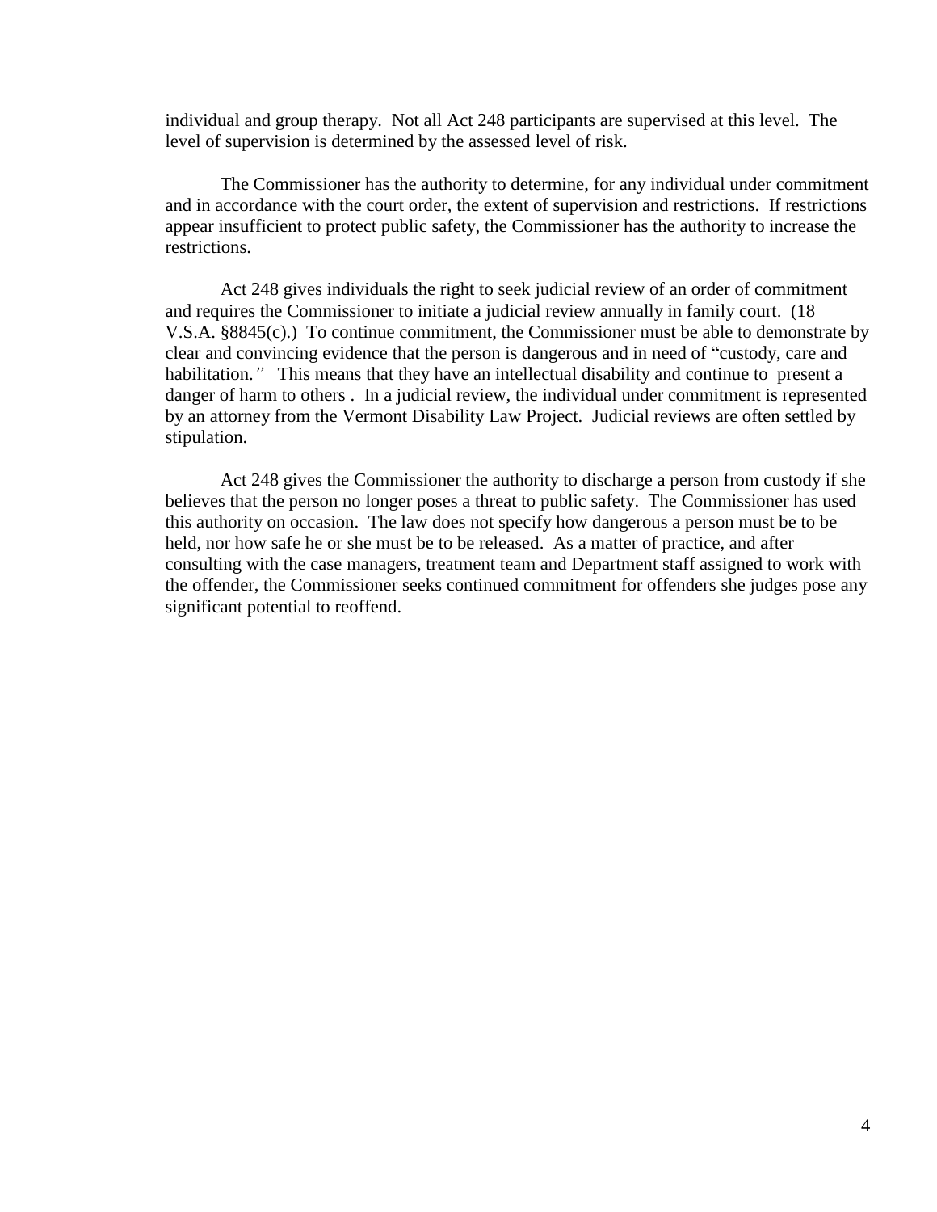individual and group therapy. Not all Act 248 participants are supervised at this level. The level of supervision is determined by the assessed level of risk.

The Commissioner has the authority to determine, for any individual under commitment and in accordance with the court order, the extent of supervision and restrictions. If restrictions appear insufficient to protect public safety, the Commissioner has the authority to increase the restrictions.

Act 248 gives individuals the right to seek judicial review of an order of commitment and requires the Commissioner to initiate a judicial review annually in family court. (18 V.S.A. §8845(c).) To continue commitment, the Commissioner must be able to demonstrate by clear and convincing evidence that the person is dangerous and in need of "custody, care and habilitation." This means that they have an intellectual disability and continue to present a danger of harm to others . In a judicial review, the individual under commitment is represented by an attorney from the Vermont Disability Law Project. Judicial reviews are often settled by stipulation.

Act 248 gives the Commissioner the authority to discharge a person from custody if she believes that the person no longer poses a threat to public safety. The Commissioner has used this authority on occasion. The law does not specify how dangerous a person must be to be held, nor how safe he or she must be to be released. As a matter of practice, and after consulting with the case managers, treatment team and Department staff assigned to work with the offender, the Commissioner seeks continued commitment for offenders she judges pose any significant potential to reoffend.